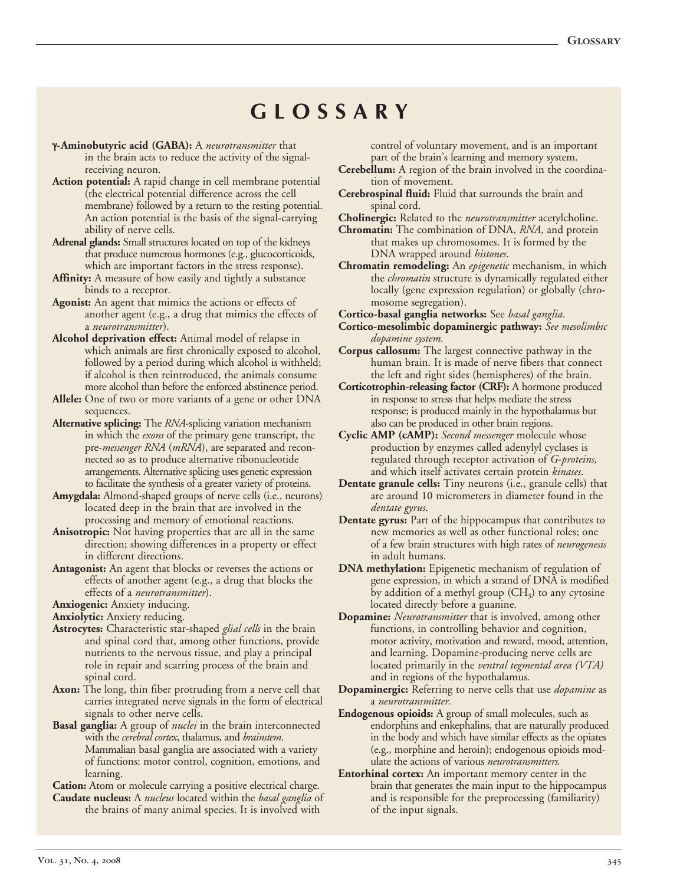# GLOSSARY

**γ-Aminobutyric acid (GABA):** A *neurotransmitter* that in the brain acts to reduce the activity of the signal-receiving neuron.

**Action potential:** A rapid change in cell membrane potential (the electrical potential difference across the cell membrane) followed by a return to the resting potential. An action potential is the basis of the signal-carrying ability of nerve cells.

**Adrenal glands:** Small structures located on top of the kidneys that produce numerous hormones (e.g., glucocorticoids, which are important factors in the stress response).

**Affinity:** A measure of how easily and tightly a substance binds to a receptor.

**Agonist:** An agent that mimics the actions or effects of another agent (e.g., a drug that mimics the effects of a *neurotransmitter*).

**Alcohol deprivation effect:** Animal model of relapse in which animals are first chronically exposed to alcohol, followed by a period during which alcohol is withheld; if alcohol is then reintroduced, the animals consume more alcohol than before the enforced abstinence period.

**Allele:** One of two or more variants of a gene or other DNA sequences.

**Alternative splicing:** The *RNA*-splicing variation mechanism in which the *exons* of the primary gene transcript, the pre-*messenger RNA* (*mRNA*), are separated and reconnected so as to produce alternative ribonucleotide arrangements. Alternative splicing uses genetic expression to facilitate the synthesis of a greater variety of proteins.

**Amygdala:** Almond-shaped groups of nerve cells (i.e., neurons) located deep in the brain that are involved in the processing and memory of emotional reactions.

**Anisotropic:** Not having properties that are all in the same direction; showing differences in a property or effect in different directions.

**Antagonist:** An agent that blocks or reverses the actions or effects of another agent (e.g., a drug that blocks the effects of a *neurotransmitter*).

**Anxiogenic:** Anxiety inducing.

**Anxiolytic:** Anxiety reducing.

**Astrocytes:** Characteristic star-shaped *glial cells* in the brain and spinal cord that, among other functions, provide nutrients to the nervous tissue, and play a principal role in repair and scarring process of the brain and spinal cord.

**Axon:** The long, thin fiber protruding from a nerve cell that carries integrated nerve signals in the form of electrical signals to other nerve cells.

**Basal ganglia:** A group of *nuclei* in the brain interconnected with the *cerebral cortex*, thalamus, and *brainstem*. Mammalian basal ganglia are associated with a variety of functions: motor control, cognition, emotions, and learning.

**Cation:** Atom or molecule carrying a positive electrical charge.

**Caudate nucleus:** A *nucleus* located within the *basal ganglia* of the brains of many animal species. It is involved with control of voluntary movement, and is an important part of the brain's learning and memory system.

**Cerebellum:** A region of the brain involved in the coordination of movement.

**Cerebrospinal fluid:** Fluid that surrounds the brain and spinal cord.

**Cholinergic:** Related to the *neurotransmitter* acetylcholine.

**Chromatin:** The combination of DNA, *RNA*, and protein that makes up chromosomes. It is formed by the DNA wrapped around *histones*.

**Chromatin remodeling:** An *epigenetic* mechanism, in which the *chromatin* structure is dynamically regulated either locally (gene expression regulation) or globally (chromosome segregation).

**Cortico-basal ganglia networks:** See *basal ganglia*.

**Cortico-mesolimbic dopaminergic pathway:** *See mesolimbic dopamine system.*

**Corpus callosum:** The largest connective pathway in the human brain. It is made of nerve fibers that connect the left and right sides (hemispheres) of the brain.

**Corticotrophin-releasing factor (CRF):** A hormone produced in response to stress that helps mediate the stress response; is produced mainly in the hypothalamus but also can be produced in other brain regions.

**Cyclic AMP (cAMP):** *Second messenger* molecule whose production by enzymes called adenylyl cyclases is regulated through receptor activation of *G-proteins,* and which itself activates certain protein *kinases*.

**Dentate granule cells:** Tiny neurons (i.e., granule cells) that are around 10 micrometers in diameter found in the *dentate gyrus*.

**Dentate gyrus:** Part of the hippocampus that contributes to new memories as well as other functional roles; one of a few brain structures with high rates of *neurogenesis* in adult humans.

**DNA methylation:** Epigenetic mechanism of regulation of gene expression, in which a strand of DNA is modified by addition of a methyl group ($CH_3$) to any cytosine located directly before a guanine.

**Dopamine:** *Neurotransmitter* that is involved, among other functions, in controlling behavior and cognition, motor activity, motivation and reward, mood, attention, and learning. Dopamine-producing nerve cells are located primarily in the *ventral tegmental area (VTA)* and in regions of the hypothalamus.

**Dopaminergic:** Referring to nerve cells that use *dopamine* as a *neurotransmitter.*

**Endogenous opioids:** A group of small molecules, such as endorphins and enkephalins, that are naturally produced in the body and which have similar effects as the opiates (e.g., morphine and heroin); endogenous opioids modulate the actions of various *neurotransmitters.*

**Entorhinal cortex:** An important memory center in the brain that generates the main input to the hippocampus and is responsible for the preprocessing (familiarity) of the input signals.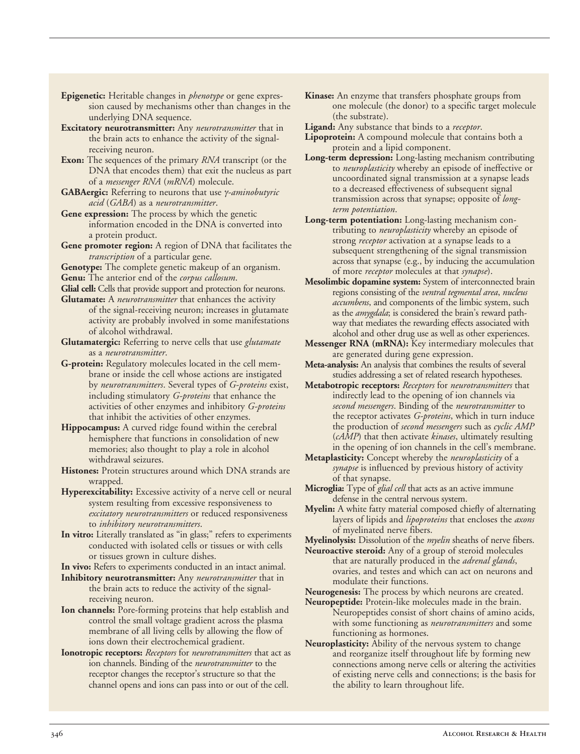**Epigenetic:** Heritable changes in *phenotype* or gene expression caused by mechanisms other than changes in the underlying DNA sequence.

**Excitatory neurotransmitter:** Any *neurotransmitter* that in the brain acts to enhance the activity of the signal-receiving neuron.

**Exon:** The sequences of the primary *RNA* transcript (or the DNA that encodes them) that exit the nucleus as part of a *messenger RNA* (*mRNA*) molecule.

**GABAergic:** Referring to neurons that use *γ-aminobutyric acid* (*GABA*) as a *neurotransmitter*.

**Gene expression:** The process by which the genetic information encoded in the DNA is converted into a protein product.

**Gene promoter region:** A region of DNA that facilitates the *transcription* of a particular gene.

**Genotype:** The complete genetic makeup of an organism.

**Genu:** The anterior end of the *corpus callosum*.

**Glial cell:** Cells that provide support and protection for neurons.

**Glutamate:** A *neurotransmitter* that enhances the activity of the signal-receiving neuron; increases in glutamate activity are probably involved in some manifestations of alcohol withdrawal.

**Glutamatergic:** Referring to nerve cells that use *glutamate* as a *neurotransmitter*.

**G-protein:** Regulatory molecules located in the cell membrane or inside the cell whose actions are instigated by *neurotransmitters*. Several types of *G-proteins* exist, including stimulatory *G-proteins* that enhance the activities of other enzymes and inhibitory *G-proteins* that inhibit the activities of other enzymes.

**Hippocampus:** A curved ridge found within the cerebral hemisphere that functions in consolidation of new memories; also thought to play a role in alcohol withdrawal seizures.

**Histones:** Protein structures around which DNA strands are wrapped.

**Hyperexcitability:** Excessive activity of a nerve cell or neural system resulting from excessive responsiveness to *excitatory neurotransmitters* or reduced responsiveness to *inhibitory neurotransmitters*.

**In vitro:** Literally translated as "in glass;" refers to experiments conducted with isolated cells or tissues or with cells or tissues grown in culture dishes.

**In vivo:** Refers to experiments conducted in an intact animal.

**Inhibitory neurotransmitter:** Any *neurotransmitter* that in the brain acts to reduce the activity of the signal-receiving neuron.

**Ion channels:** Pore-forming proteins that help establish and control the small voltage gradient across the plasma membrane of all living cells by allowing the flow of ions down their electrochemical gradient.

**Ionotropic receptors:** *Receptors* for *neurotransmitters* that act as ion channels. Binding of the *neurotransmitter* to the receptor changes the receptor's structure so that the channel opens and ions can pass into or out of the cell.

**Kinase:** An enzyme that transfers phosphate groups from one molecule (the donor) to a specific target molecule (the substrate).

**Ligand:** Any substance that binds to a *receptor*.

**Lipoprotein:** A compound molecule that contains both a protein and a lipid component.

**Long-term depression:** Long-lasting mechanism contributing to *neuroplasticity* whereby an episode of ineffective or uncoordinated signal transmission at a synapse leads to a decreased effectiveness of subsequent signal transmission across that synapse; opposite of *long-term potentiation*.

**Long-term potentiation:** Long-lasting mechanism contributing to *neuroplasticity* whereby an episode of strong *receptor* activation at a synapse leads to a subsequent strengthening of the signal transmission across that synapse (e.g., by inducing the accumulation of more *receptor* molecules at that *synapse*).

**Mesolimbic dopamine system:** System of interconnected brain regions consisting of the *ventral tegmental area*, *nucleus accumbens*, and components of the limbic system, such as the *amygdala*; is considered the brain's reward pathway that mediates the rewarding effects associated with alcohol and other drug use as well as other experiences.

**Messenger RNA (mRNA):** Key intermediary molecules that are generated during gene expression.

**Meta-analysis:** An analysis that combines the results of several studies addressing a set of related research hypotheses.

**Metabotropic receptors:** *Receptors* for *neurotransmitters* that indirectly lead to the opening of ion channels via *second messengers*. Binding of the *neurotransmitter* to the receptor activates *G-proteins*, which in turn induce the production of *second messengers* such as *cyclic AMP* (*cAMP*) that then activate *kinases*, ultimately resulting in the opening of ion channels in the cell's membrane.

**Metaplasticity:** Concept whereby the *neuroplasticity* of a *synapse* is influenced by previous history of activity of that synapse.

**Microglia:** Type of *glial cell* that acts as an active immune defense in the central nervous system.

**Myelin:** A white fatty material composed chiefly of alternating layers of lipids and *lipoproteins* that encloses the *axons* of myelinated nerve fibers.

**Myelinolysis:** Dissolution of the *myelin* sheaths of nerve fibers.

**Neuroactive steroid:** Any of a group of steroid molecules that are naturally produced in the *adrenal glands*, ovaries, and testes and which can act on neurons and modulate their functions.

**Neurogenesis:** The process by which neurons are created.

**Neuropeptide:** Protein-like molecules made in the brain. Neuropeptides consist of short chains of amino acids, with some functioning as *neurotransmitters* and some functioning as hormones.

**Neuroplasticity:** Ability of the nervous system to change and reorganize itself throughout life by forming new connections among nerve cells or altering the activities of existing nerve cells and connections; is the basis for the ability to learn throughout life.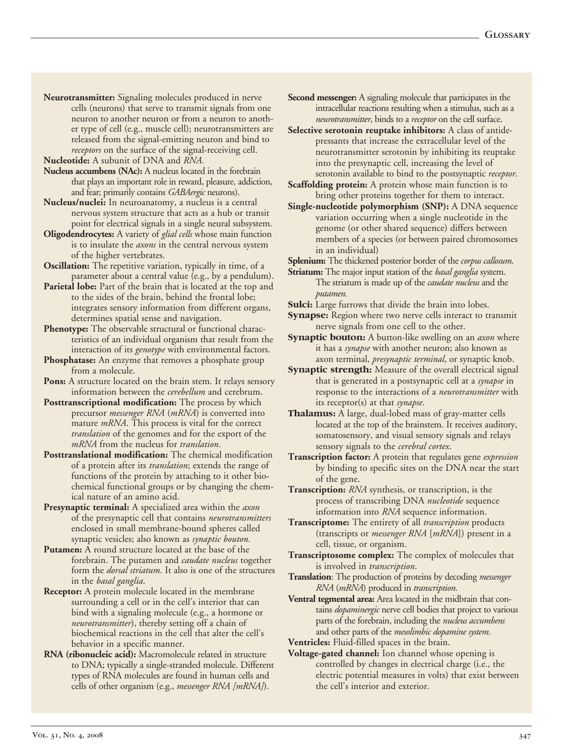**Neurotransmitter:** Signaling molecules produced in nerve cells (neurons) that serve to transmit signals from one neuron to another neuron or from a neuron to another type of cell (e.g., muscle cell); neurotransmitters are released from the signal-emitting neuron and bind to *receptors* on the surface of the signal-receiving cell.

**Nucleotide:** A subunit of DNA and *RNA.*

**Nucleus accumbens (NAc):** A nucleus located in the forebrain that plays an important role in reward, pleasure, addiction, and fear; primarily contains *GABAergic* neurons).

**Nucleus/nuclei:** In neuroanatomy, a nucleus is a central nervous system structure that acts as a hub or transit point for electrical signals in a single neural subsystem.

**Oligodendrocytes:** A variety of *glial cells* whose main function is to insulate the *axons* in the central nervous system of the higher vertebrates.

**Oscillation:** The repetitive variation, typically in time, of a parameter about a central value (e.g., by a pendulum).

**Parietal lobe:** Part of the brain that is located at the top and to the sides of the brain, behind the frontal lobe; integrates sensory information from different organs, determines spatial sense and navigation.

**Phenotype:** The observable structural or functional characteristics of an individual organism that result from the interaction of its *genotype* with environmental factors.

**Phosphatase:** An enzyme that removes a phosphate group from a molecule.

**Pons:** A structure located on the brain stem. It relays sensory information between the *cerebellum* and cerebrum.

**Posttranscriptional modification:** The process by which precursor *messenger RNA* (*mRNA*) is converted into mature *mRNA*. This process is vital for the correct *translation* of the genomes and for the export of the *mRNA* from the nucleus for *translation*.

**Posttranslational modification:** The chemical modification of a protein after its *translation*; extends the range of functions of the protein by attaching to it other biochemical functional groups or by changing the chemical nature of an amino acid.

**Presynaptic terminal:** A specialized area within the *axon* of the presynaptic cell that contains *neurotransmitters* enclosed in small membrane-bound spheres called synaptic vesicles; also known as *synaptic bouton.*

**Putamen:** A round structure located at the base of the forebrain. The putamen and *caudate nucleus* together form the *dorsal striatum*. It also is one of the structures in the *basal ganglia*.

**Receptor:** A protein molecule located in the membrane surrounding a cell or in the cell's interior that can bind with a signaling molecule (e.g., a hormone or *neurotransmitter*), thereby setting off a chain of biochemical reactions in the cell that alter the cell's behavior in a specific manner.

**RNA (ribonucleic acid):** Macromolecule related in structure to DNA; typically a single-stranded molecule. Different types of RNA molecules are found in human cells and cells of other organism (e.g., *messenger RNA [mRNA]*).

**Second messenger:** A signaling molecule that participates in the intracellular reactions resulting when a stimulus, such as a *neurotransmitter*, binds to a *receptor* on the cell surface.

**Selective serotonin reuptake inhibitors:** A class of antidepressants that increase the extracellular level of the neurotransmitter serotonin by inhibiting its reuptake into the presynaptic cell, increasing the level of serotonin available to bind to the postsynaptic *receptor*.

**Scaffolding protein:** A protein whose main function is to bring other proteins together for them to interact.

**Single-nucleotide polymorphism (SNP):** A DNA sequence variation occurring when a single nucleotide in the genome (or other shared sequence) differs between members of a species (or between paired chromosomes in an individual)

**Splenium:** The thickened posterior border of the *corpus callosum*.

**Striatum:** The major input station of the *basal ganglia* system. The striatum is made up of the *caudate nucleus* and the *putamen.*

**Sulci:** Large furrows that divide the brain into lobes.

**Synapse:** Region where two nerve cells interact to transmit nerve signals from one cell to the other.

**Synaptic bouton:** A button-like swelling on an *axon* where it has a *synapse* with another neuron; also known as axon terminal, *presynaptic terminal*, or synaptic knob.

**Synaptic strength:** Measure of the overall electrical signal that is generated in a postsynaptic cell at a *synapse* in response to the interactions of a *neurotransmitter* with its receptor(s) at that *synapse*.

**Thalamus:** A large, dual-lobed mass of gray-matter cells located at the top of the brainstem. It receives auditory, somatosensory, and visual sensory signals and relays sensory signals to the *cerebral cortex*.

**Transcription factor:** A protein that regulates gene *expression* by binding to specific sites on the DNA near the start of the gene.

**Transcription:** *RNA* synthesis, or transcription, is the process of transcribing DNA *nucleotide* sequence information into *RNA* sequence information.

**Transcriptome:** The entirety of all *transcription* products (transcripts or *messenger RNA* [*mRNA*]) present in a cell, tissue, or organism.

**Transcriptosome complex:** The complex of molecules that is involved in *transcription*.

**Translation**: The production of proteins by decoding *messenger RNA* (*mRNA*) produced in *transcription*.

**Ventral tegmental area:** Area located in the midbrain that contains *dopaminergic* nerve cell bodies that project to various parts of the forebrain, including the *nucleus accumbens* and other parts of the *mesolimbic dopamine system*.

**Ventricles:** Fluid-filled spaces in the brain.

**Voltage-gated channel:** Ion channel whose opening is controlled by changes in electrical charge (i.e., the electric potential measures in volts) that exist between the cell's interior and exterior.